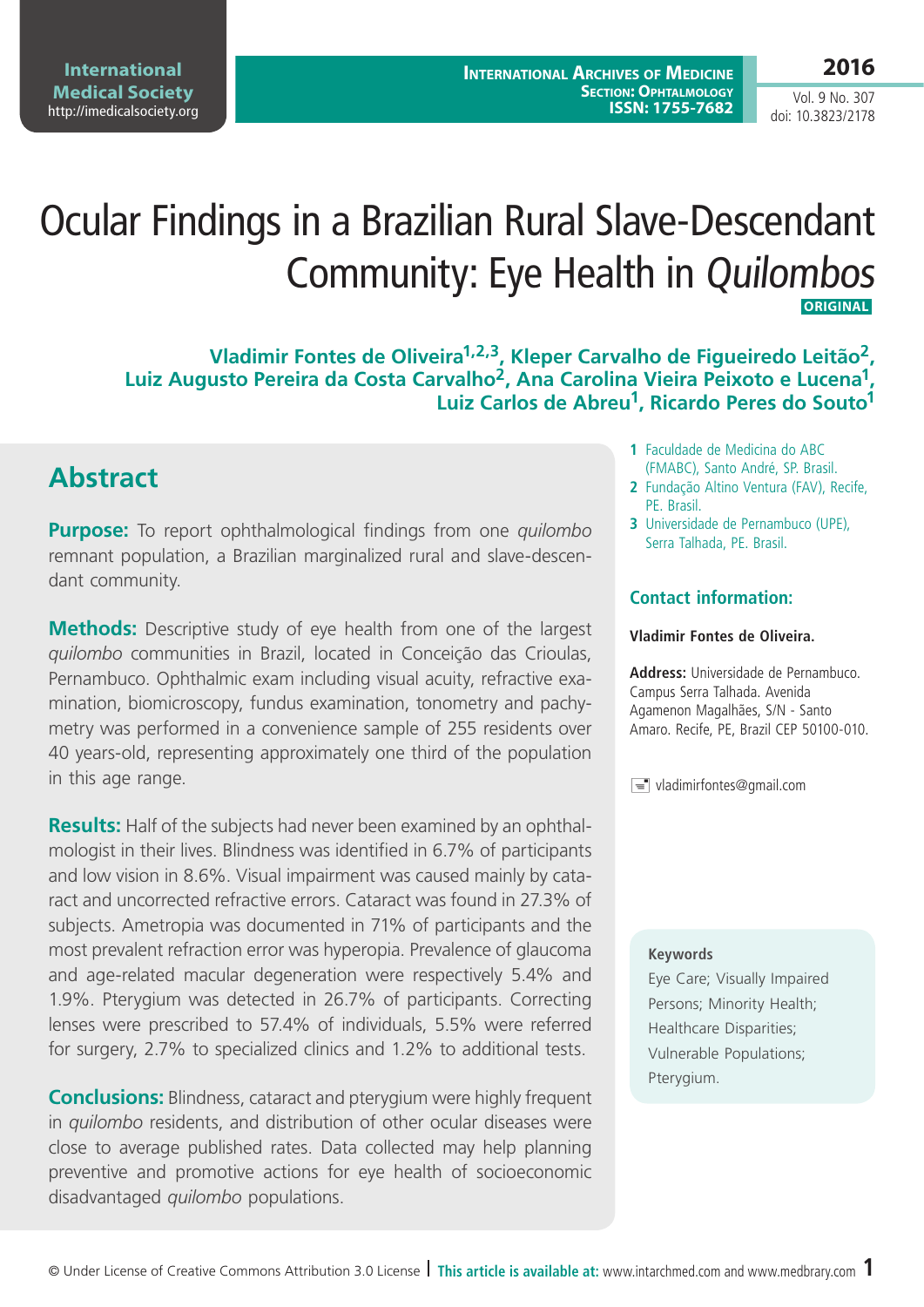# Ocular Findings in a Brazilian Rural Slave-Descendant Community: Eye Health in *Quilombos*

**ORIGINAL**

**Vladimir Fontes de Oliveira[1,2,3], Kleper Carvalho de Figueiredo Leitão[2], Luiz Augusto Pereira da Costa Carvalho[2], Ana Carolina Vieira Peixoto e Lucena[1], Luiz Carlos de Abreu[1], Ricardo Peres do Souto[1]**

1 Faculdade de Medicina do ABC (FMABC), Santo André, SP. Brasil.
2 Fundação Altino Ventura (FAV), Recife, PE. Brasil.
3 Universidade de Pernambuco (UPE), Serra Talhada, PE. Brasil.

## Abstract

**Purpose:** To report ophthalmological findings from one *quilombo* remnant population, a Brazilian marginalized rural and slave-descendant community.

**Methods:** Descriptive study of eye health from one of the largest *quilombo* communities in Brazil, located in Conceição das Crioulas, Pernambuco. Ophthalmic exam including visual acuity, refractive examination, biomicroscopy, fundus examination, tonometry and pachymetry was performed in a convenience sample of 255 residents over 40 years-old, representing approximately one third of the population in this age range.

**Results:** Half of the subjects had never been examined by an ophthalmologist in their lives. Blindness was identified in 6.7% of participants and low vision in 8.6%. Visual impairment was caused mainly by cataract and uncorrected refractive errors. Cataract was found in 27.3% of subjects. Ametropia was documented in 71% of participants and the most prevalent refraction error was hyperopia. Prevalence of glaucoma and age-related macular degeneration were respectively 5.4% and 1.9%. Pterygium was detected in 26.7% of participants. Correcting lenses were prescribed to 57.4% of individuals, 5.5% were referred for surgery, 2.7% to specialized clinics and 1.2% to additional tests.

**Conclusions:** Blindness, cataract and pterygium were highly frequent in *quilombo* residents, and distribution of other ocular diseases were close to average published rates. Data collected may help planning preventive and promotive actions for eye health of socioeconomic disadvantaged *quilombo* populations.

### Contact information:

**Vladimir Fontes de Oliveira.**

**Address:** Universidade de Pernambuco. Campus Serra Talhada. Avenida Agamenon Magalhães, S/N - Santo Amaro. Recife, PE, Brazil CEP 50100-010.

vladimirfontes@gmail.com

**Keywords**
Eye Care; Visually Impaired Persons; Minority Health; Healthcare Disparities; Vulnerable Populations; Pterygium.

© Under License of Creative Commons Attribution 3.0 License | **This article is available at:** www.intarchmed.com and www.medbrary.com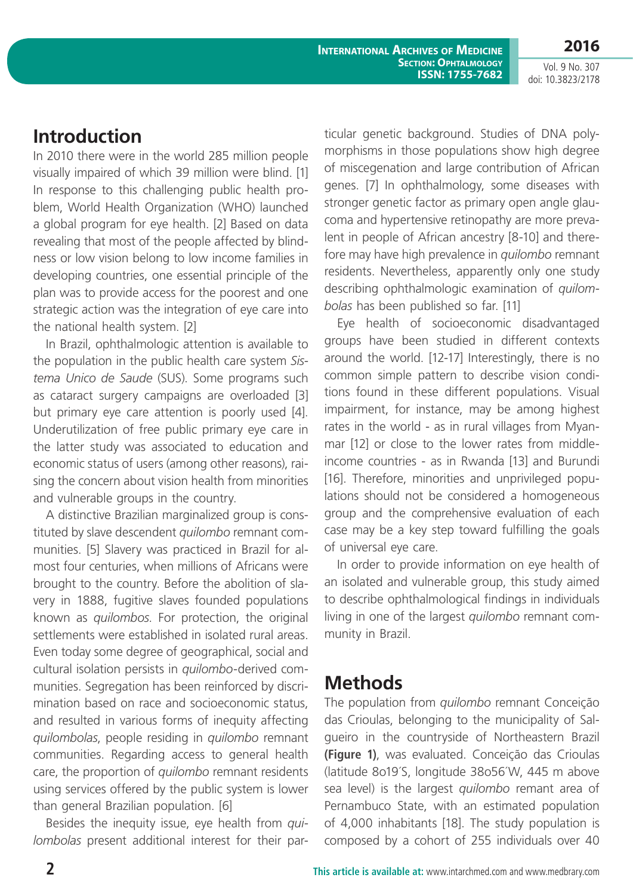## Introduction

In 2010 there were in the world 285 million people visually impaired of which 39 million were blind. [1] In response to this challenging public health problem, World Health Organization (WHO) launched a global program for eye health. [2] Based on data revealing that most of the people affected by blindness or low vision belong to low income families in developing countries, one essential principle of the plan was to provide access for the poorest and one strategic action was the integration of eye care into the national health system. [2]

In Brazil, ophthalmologic attention is available to the population in the public health care system *Sistema Unico de Saude* (SUS). Some programs such as cataract surgery campaigns are overloaded [3] but primary eye care attention is poorly used [4]. Underutilization of free public primary eye care in the latter study was associated to education and economic status of users (among other reasons), raising the concern about vision health from minorities and vulnerable groups in the country.

A distinctive Brazilian marginalized group is constituted by slave descendent *quilombo* remnant communities. [5] Slavery was practiced in Brazil for almost four centuries, when millions of Africans were brought to the country. Before the abolition of slavery in 1888, fugitive slaves founded populations known as *quilombos*. For protection, the original settlements were established in isolated rural areas. Even today some degree of geographical, social and cultural isolation persists in *quilombo*-derived communities. Segregation has been reinforced by discrimination based on race and socioeconomic status, and resulted in various forms of inequity affecting *quilombolas*, people residing in *quilombo* remnant communities. Regarding access to general health care, the proportion of *quilombo* remnant residents using services offered by the public system is lower than general Brazilian population. [6]

Besides the inequity issue, eye health from *quilombolas* present additional interest for their particular genetic background. Studies of DNA polymorphisms in those populations show high degree of miscegenation and large contribution of African genes. [7] In ophthalmology, some diseases with stronger genetic factor as primary open angle glaucoma and hypertensive retinopathy are more prevalent in people of African ancestry [8-10] and therefore may have high prevalence in *quilombo* remnant residents. Nevertheless, apparently only one study describing ophthalmologic examination of *quilombolas* has been published so far. [11]

Eye health of socioeconomic disadvantaged groups have been studied in different contexts around the world. [12-17] Interestingly, there is no common simple pattern to describe vision conditions found in these different populations. Visual impairment, for instance, may be among highest rates in the world - as in rural villages from Myanmar [12] or close to the lower rates from middle-income countries - as in Rwanda [13] and Burundi [16]. Therefore, minorities and unprivileged populations should not be considered a homogeneous group and the comprehensive evaluation of each case may be a key step toward fulfilling the goals of universal eye care.

In order to provide information on eye health of an isolated and vulnerable group, this study aimed to describe ophthalmological findings in individuals living in one of the largest *quilombo* remnant community in Brazil.

## Methods

The population from *quilombo* remnant Conceição das Crioulas, belonging to the municipality of Salgueiro in the countryside of Northeastern Brazil **(Figure 1)**, was evaluated. Conceição das Crioulas (latitude 8o19´S, longitude 38o56´W, 445 m above sea level) is the largest *quilombo* remant area of Pernambuco State, with an estimated population of 4,000 inhabitants [18]. The study population is composed by a cohort of 255 individuals over 40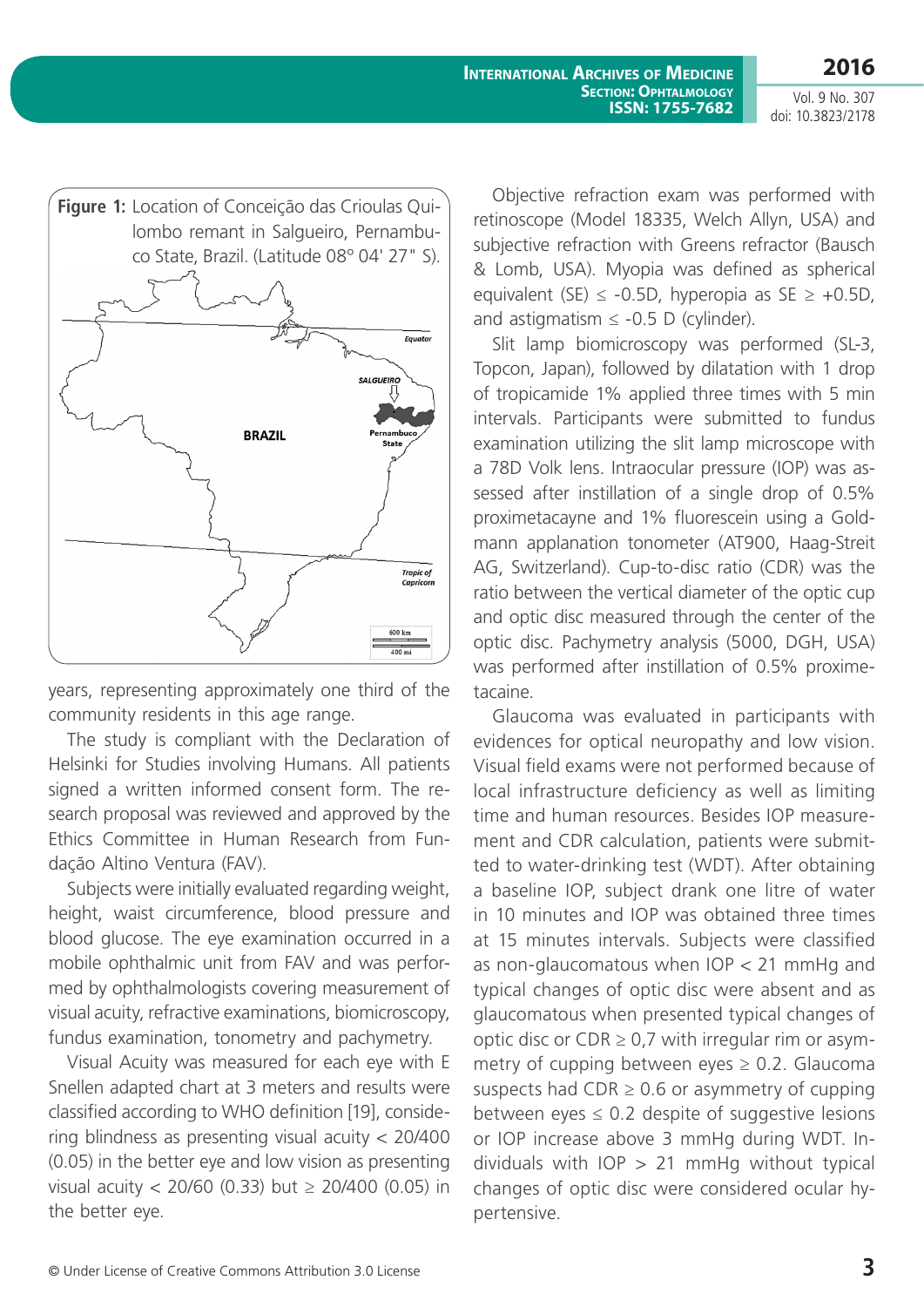**Figure 1:** Location of Conceição das Crioulas Quilombo remant in Salgueiro, Pernambuco State, Brazil. (Latitude 08° 04' 27" S).

years, representing approximately one third of the community residents in this age range.

The study is compliant with the Declaration of Helsinki for Studies involving Humans. All patients signed a written informed consent form. The research proposal was reviewed and approved by the Ethics Committee in Human Research from Fundação Altino Ventura (FAV).

Subjects were initially evaluated regarding weight, height, waist circumference, blood pressure and blood glucose. The eye examination occurred in a mobile ophthalmic unit from FAV and was performed by ophthalmologists covering measurement of visual acuity, refractive examinations, biomicroscopy, fundus examination, tonometry and pachymetry.

Visual Acuity was measured for each eye with E Snellen adapted chart at 3 meters and results were classified according to WHO definition [19], considering blindness as presenting visual acuity < 20/400 (0.05) in the better eye and low vision as presenting visual acuity < 20/60 (0.33) but ≥ 20/400 (0.05) in the better eye.

Objective refraction exam was performed with retinoscope (Model 18335, Welch Allyn, USA) and subjective refraction with Greens refractor (Bausch & Lomb, USA). Myopia was defined as spherical equivalent (SE) ≤ -0.5D, hyperopia as SE ≥ +0.5D, and astigmatism ≤ -0.5 D (cylinder).

Slit lamp biomicroscopy was performed (SL-3, Topcon, Japan), followed by dilatation with 1 drop of tropicamide 1% applied three times with 5 min intervals. Participants were submitted to fundus examination utilizing the slit lamp microscope with a 78D Volk lens. Intraocular pressure (IOP) was assessed after instillation of a single drop of 0.5% proximetacayne and 1% fluorescein using a Goldmann applanation tonometer (AT900, Haag-Streit AG, Switzerland). Cup-to-disc ratio (CDR) was the ratio between the vertical diameter of the optic cup and optic disc measured through the center of the optic disc. Pachymetry analysis (5000, DGH, USA) was performed after instillation of 0.5% proximetacaine.

Glaucoma was evaluated in participants with evidences for optical neuropathy and low vision. Visual field exams were not performed because of local infrastructure deficiency as well as limiting time and human resources. Besides IOP measurement and CDR calculation, patients were submitted to water-drinking test (WDT). After obtaining a baseline IOP, subject drank one litre of water in 10 minutes and IOP was obtained three times at 15 minutes intervals. Subjects were classified as non-glaucomatous when IOP < 21 mmHg and typical changes of optic disc were absent and as glaucomatous when presented typical changes of optic disc or CDR ≥ 0,7 with irregular rim or asymmetry of cupping between eyes ≥ 0.2. Glaucoma suspects had CDR ≥ 0.6 or asymmetry of cupping between eyes ≤ 0.2 despite of suggestive lesions or IOP increase above 3 mmHg during WDT. Individuals with IOP > 21 mmHg without typical changes of optic disc were considered ocular hypertensive.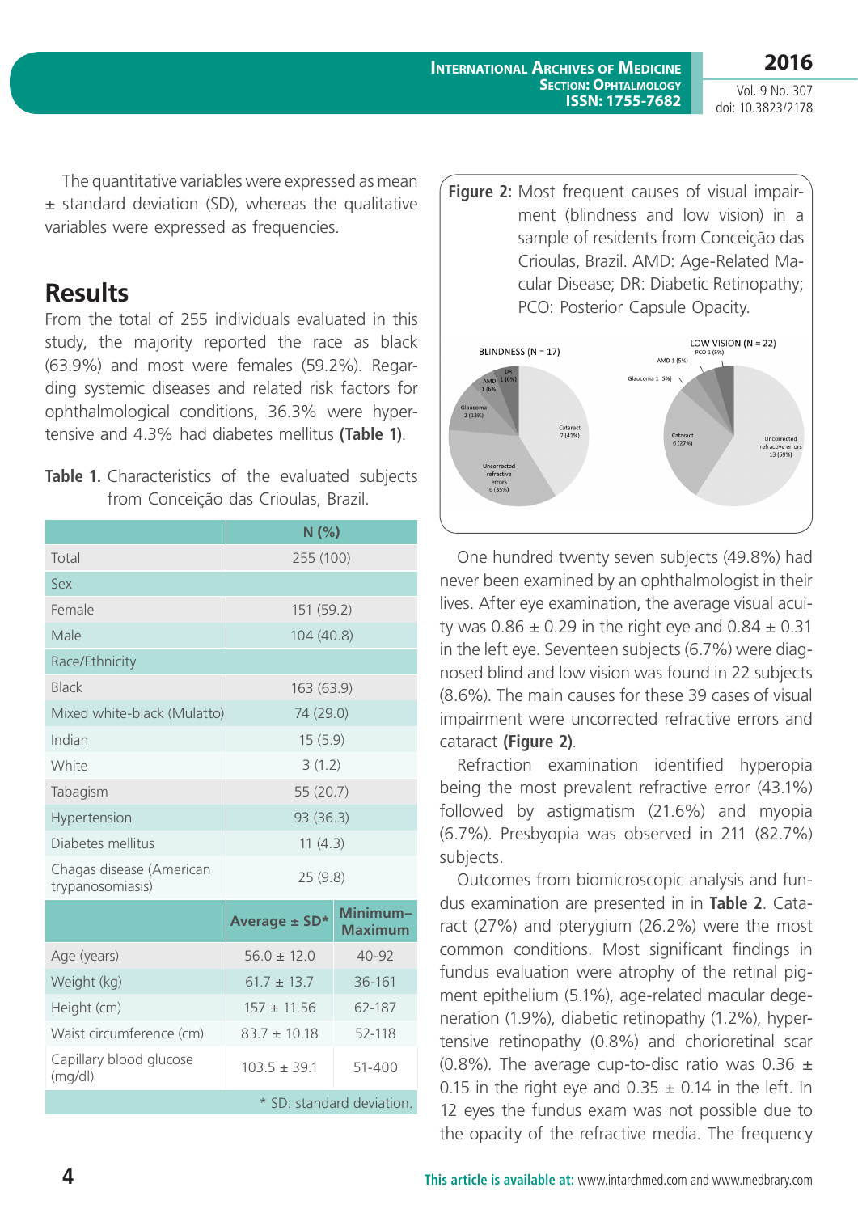The quantitative variables were expressed as mean ± standard deviation (SD), whereas the qualitative variables were expressed as frequencies.

## Results

From the total of 255 individuals evaluated in this study, the majority reported the race as black (63.9%) and most were females (59.2%). Regarding systemic diseases and related risk factors for ophthalmological conditions, 36.3% were hypertensive and 4.3% had diabetes mellitus **(Table 1)**.

**Table 1.** Characteristics of the evaluated subjects from Conceição das Crioulas, Brazil.

| | N (%) | |
|---|---|---|
| Total | 255 (100) | |
| Sex | | |
| Female | 151 (59.2) | |
| Male | 104 (40.8) | |
| Race/Ethnicity | | |
| Black | 163 (63.9) | |
| Mixed white-black (Mulatto) | 74 (29.0) | |
| Indian | 15 (5.9) | |
| White | 3 (1.2) | |
| Tabagism | 55 (20.7) | |
| Hypertension | 93 (36.3) | |
| Diabetes mellitus | 11 (4.3) | |
| Chagas disease (American trypanosomiasis) | 25 (9.8) | |
| | **Average ± SD*** | **Minimum–Maximum** |
| Age (years) | 56.0 ± 12.0 | 40-92 |
| Weight (kg) | 61.7 ± 13.7 | 36-161 |
| Height (cm) | 157 ± 11.56 | 62-187 |
| Waist circumference (cm) | 83.7 ± 10.18 | 52-118 |
| Capillary blood glucose (mg/dl) | 103.5 ± 39.1 | 51-400 |

\* SD: standard deviation.

**Figure 2:** Most frequent causes of visual impairment (blindness and low vision) in a sample of residents from Conceição das Crioulas, Brazil. AMD: Age-Related Macular Disease; DR: Diabetic Retinopathy; PCO: Posterior Capsule Opacity.

One hundred twenty seven subjects (49.8%) had never been examined by an ophthalmologist in their lives. After eye examination, the average visual acuity was 0.86 ± 0.29 in the right eye and 0.84 ± 0.31 in the left eye. Seventeen subjects (6.7%) were diagnosed blind and low vision was found in 22 subjects (8.6%). The main causes for these 39 cases of visual impairment were uncorrected refractive errors and cataract **(Figure 2)**.

Refraction examination identified hyperopia being the most prevalent refractive error (43.1%) followed by astigmatism (21.6%) and myopia (6.7%). Presbyopia was observed in 211 (82.7%) subjects.

Outcomes from biomicroscopic analysis and fundus examination are presented in in **Table 2**. Cataract (27%) and pterygium (26.2%) were the most common conditions. Most significant findings in fundus evaluation were atrophy of the retinal pigment epithelium (5.1%), age-related macular degeneration (1.9%), diabetic retinopathy (1.2%), hypertensive retinopathy (0.8%) and chorioretinal scar (0.8%). The average cup-to-disc ratio was 0.36 ± 0.15 in the right eye and 0.35 ± 0.14 in the left. In 12 eyes the fundus exam was not possible due to the opacity of the refractive media. The frequency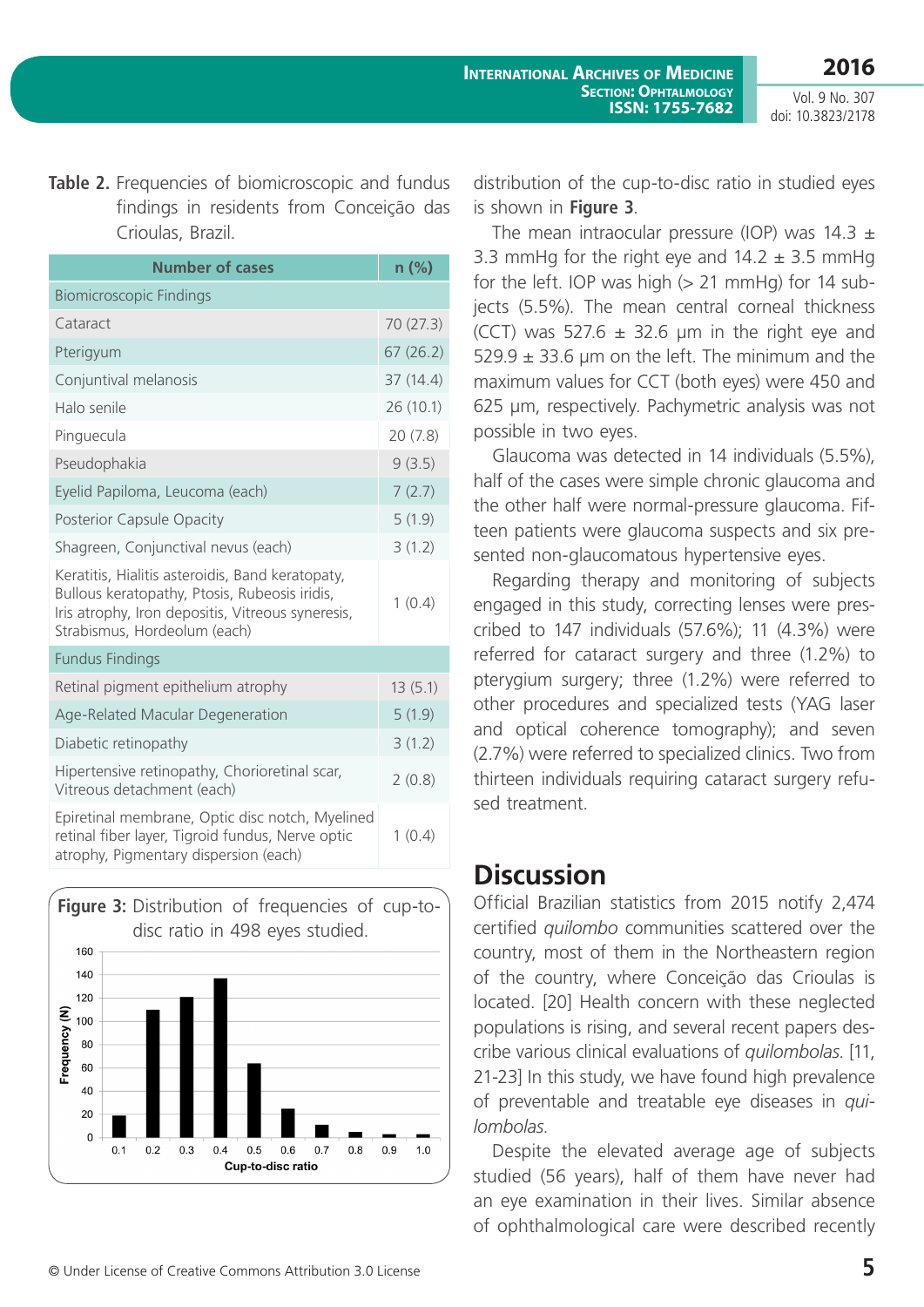**Table 2.** Frequencies of biomicroscopic and fundus findings in residents from Conceição das Crioulas, Brazil.

| Number of cases | n (%) |
|---|---|
| Biomicroscopic Findings | |
| Cataract | 70 (27.3) |
| Pterigyum | 67 (26.2) |
| Conjuntival melanosis | 37 (14.4) |
| Halo senile | 26 (10.1) |
| Pinguecula | 20 (7.8) |
| Pseudophakia | 9 (3.5) |
| Eyelid Papiloma, Leucoma (each) | 7 (2.7) |
| Posterior Capsule Opacity | 5 (1.9) |
| Shagreen, Conjunctival nevus (each) | 3 (1.2) |
| Keratitis, Hialitis asteroidis, Band keratopaty, Bullous keratopathy, Ptosis, Rubeosis iridis, Iris atrophy, Iron depositis, Vitreous syneresis, Strabismus, Hordeolum (each) | 1 (0.4) |
| Fundus Findings | |
| Retinal pigment epithelium atrophy | 13 (5.1) |
| Age-Related Macular Degeneration | 5 (1.9) |
| Diabetic retinopathy | 3 (1.2) |
| Hipertensive retinopathy, Chorioretinal scar, Vitreous detachment (each) | 2 (0.8) |
| Epiretinal membrane, Optic disc notch, Myelined retinal fiber layer, Tigroid fundus, Nerve optic atrophy, Pigmentary dispersion (each) | 1 (0.4) |

**Figure 3:** Distribution of frequencies of cup-to-disc ratio in 498 eyes studied.

distribution of the cup-to-disc ratio in studied eyes is shown in **Figure 3**.

The mean intraocular pressure (IOP) was 14.3 ± 3.3 mmHg for the right eye and 14.2 ± 3.5 mmHg for the left. IOP was high (> 21 mmHg) for 14 subjects (5.5%). The mean central corneal thickness (CCT) was 527.6 ± 32.6 μm in the right eye and 529.9 ± 33.6 μm on the left. The minimum and the maximum values for CCT (both eyes) were 450 and 625 μm, respectively. Pachymetric analysis was not possible in two eyes.

Glaucoma was detected in 14 individuals (5.5%), half of the cases were simple chronic glaucoma and the other half were normal-pressure glaucoma. Fifteen patients were glaucoma suspects and six presented non-glaucomatous hypertensive eyes.

Regarding therapy and monitoring of subjects engaged in this study, correcting lenses were prescribed to 147 individuals (57.6%); 11 (4.3%) were referred for cataract surgery and three (1.2%) to pterygium surgery; three (1.2%) were referred to other procedures and specialized tests (YAG laser and optical coherence tomography); and seven (2.7%) were referred to specialized clinics. Two from thirteen individuals requiring cataract surgery refused treatment.

## Discussion

Official Brazilian statistics from 2015 notify 2,474 certified *quilombo* communities scattered over the country, most of them in the Northeastern region of the country, where Conceição das Crioulas is located. [20] Health concern with these neglected populations is rising, and several recent papers describe various clinical evaluations of *quilombolas*. [11, 21-23] In this study, we have found high prevalence of preventable and treatable eye diseases in *quilombolas*.

Despite the elevated average age of subjects studied (56 years), half of them have never had an eye examination in their lives. Similar absence of ophthalmological care were described recently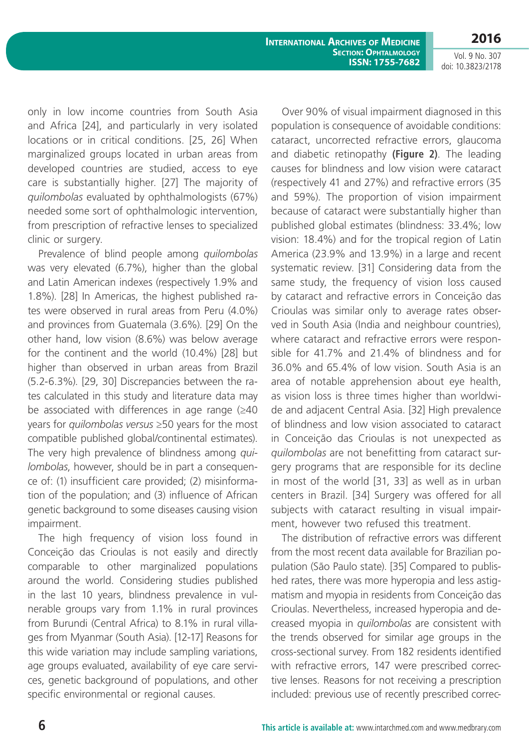only in low income countries from South Asia and Africa [24], and particularly in very isolated locations or in critical conditions. [25, 26] When marginalized groups located in urban areas from developed countries are studied, access to eye care is substantially higher. [27] The majority of *quilombolas* evaluated by ophthalmologists (67%) needed some sort of ophthalmologic intervention, from prescription of refractive lenses to specialized clinic or surgery.

Prevalence of blind people among *quilombolas* was very elevated (6.7%), higher than the global and Latin American indexes (respectively 1.9% and 1.8%). [28] In Americas, the highest published rates were observed in rural areas from Peru (4.0%) and provinces from Guatemala (3.6%). [29] On the other hand, low vision (8.6%) was below average for the continent and the world (10.4%) [28] but higher than observed in urban areas from Brazil (5.2-6.3%). [29, 30] Discrepancies between the rates calculated in this study and literature data may be associated with differences in age range (≥40 years for *quilombolas versus* ≥50 years for the most compatible published global/continental estimates). The very high prevalence of blindness among *quilombolas*, however, should be in part a consequence of: (1) insufficient care provided; (2) misinformation of the population; and (3) influence of African genetic background to some diseases causing vision impairment.

The high frequency of vision loss found in Conceição das Crioulas is not easily and directly comparable to other marginalized populations around the world. Considering studies published in the last 10 years, blindness prevalence in vulnerable groups vary from 1.1% in rural provinces from Burundi (Central Africa) to 8.1% in rural villages from Myanmar (South Asia). [12-17] Reasons for this wide variation may include sampling variations, age groups evaluated, availability of eye care services, genetic background of populations, and other specific environmental or regional causes.

Over 90% of visual impairment diagnosed in this population is consequence of avoidable conditions: cataract, uncorrected refractive errors, glaucoma and diabetic retinopathy **(Figure 2)**. The leading causes for blindness and low vision were cataract (respectively 41 and 27%) and refractive errors (35 and 59%). The proportion of vision impairment because of cataract were substantially higher than published global estimates (blindness: 33.4%; low vision: 18.4%) and for the tropical region of Latin America (23.9% and 13.9%) in a large and recent systematic review. [31] Considering data from the same study, the frequency of vision loss caused by cataract and refractive errors in Conceição das Crioulas was similar only to average rates observed in South Asia (India and neighbour countries), where cataract and refractive errors were responsible for 41.7% and 21.4% of blindness and for 36.0% and 65.4% of low vision. South Asia is an area of notable apprehension about eye health, as vision loss is three times higher than worldwide and adjacent Central Asia. [32] High prevalence of blindness and low vision associated to cataract in Conceição das Crioulas is not unexpected as *quilombolas* are not benefitting from cataract surgery programs that are responsible for its decline in most of the world [31, 33] as well as in urban centers in Brazil. [34] Surgery was offered for all subjects with cataract resulting in visual impairment, however two refused this treatment.

The distribution of refractive errors was different from the most recent data available for Brazilian population (São Paulo state). [35] Compared to published rates, there was more hyperopia and less astigmatism and myopia in residents from Conceição das Crioulas. Nevertheless, increased hyperopia and decreased myopia in *quilombolas* are consistent with the trends observed for similar age groups in the cross-sectional survey. From 182 residents identified with refractive errors, 147 were prescribed corrective lenses. Reasons for not receiving a prescription included: previous use of recently prescribed correc-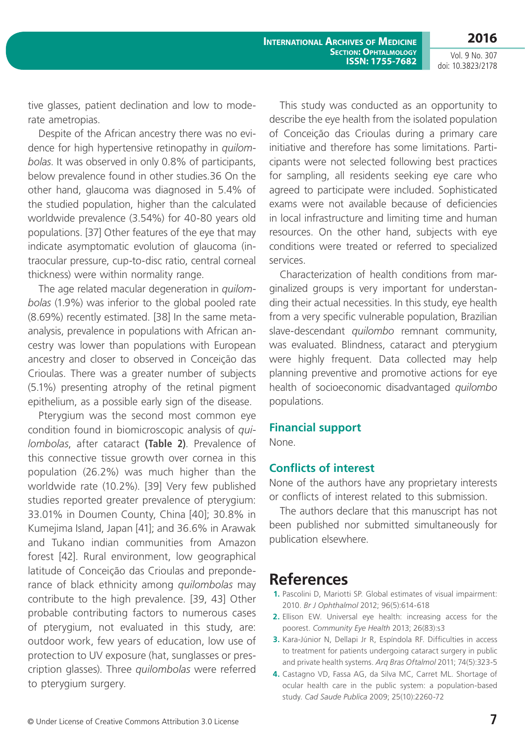tive glasses, patient declination and low to moderate ametropias.

Despite of the African ancestry there was no evidence for high hypertensive retinopathy in *quilombolas*. It was observed in only 0.8% of participants, below prevalence found in other studies.36 On the other hand, glaucoma was diagnosed in 5.4% of the studied population, higher than the calculated worldwide prevalence (3.54%) for 40-80 years old populations. [37] Other features of the eye that may indicate asymptomatic evolution of glaucoma (intraocular pressure, cup-to-disc ratio, central corneal thickness) were within normality range.

The age related macular degeneration in *quilombolas* (1.9%) was inferior to the global pooled rate (8.69%) recently estimated. [38] In the same meta-analysis, prevalence in populations with African ancestry was lower than populations with European ancestry and closer to observed in Conceição das Crioulas. There was a greater number of subjects (5.1%) presenting atrophy of the retinal pigment epithelium, as a possible early sign of the disease.

Pterygium was the second most common eye condition found in biomicroscopic analysis of *quilombolas*, after cataract **(Table 2)**. Prevalence of this connective tissue growth over cornea in this population (26.2%) was much higher than the worldwide rate (10.2%). [39] Very few published studies reported greater prevalence of pterygium: 33.01% in Doumen County, China [40]; 30.8% in Kumejima Island, Japan [41]; and 36.6% in Arawak and Tukano indian communities from Amazon forest [42]. Rural environment, low geographical latitude of Conceição das Crioulas and preponderance of black ethnicity among *quilombolas* may contribute to the high prevalence. [39, 43] Other probable contributing factors to numerous cases of pterygium, not evaluated in this study, are: outdoor work, few years of education, low use of protection to UV exposure (hat, sunglasses or prescription glasses). Three *quilombolas* were referred to pterygium surgery.

This study was conducted as an opportunity to describe the eye health from the isolated population of Conceição das Crioulas during a primary care initiative and therefore has some limitations. Participants were not selected following best practices for sampling, all residents seeking eye care who agreed to participate were included. Sophisticated exams were not available because of deficiencies in local infrastructure and limiting time and human resources. On the other hand, subjects with eye conditions were treated or referred to specialized services.

Characterization of health conditions from marginalized groups is very important for understanding their actual necessities. In this study, eye health from a very specific vulnerable population, Brazilian slave-descendant *quilombo* remnant community, was evaluated. Blindness, cataract and pterygium were highly frequent. Data collected may help planning preventive and promotive actions for eye health of socioeconomic disadvantaged *quilombo* populations.

### Financial support

None.

### Conflicts of interest

None of the authors have any proprietary interests or conflicts of interest related to this submission.

The authors declare that this manuscript has not been published nor submitted simultaneously for publication elsewhere.

## References

1. Pascolini D, Mariotti SP. Global estimates of visual impairment: 2010. *Br J Ophthalmol* 2012; 96(5):614-618
2. Ellison EW. Universal eye health: increasing access for the poorest. *Community Eye Health* 2013; 26(83):s3
3. Kara-Júnior N, Dellapi Jr R, Espíndola RF. Difficulties in access to treatment for patients undergoing cataract surgery in public and private health systems. *Arq Bras Oftalmol* 2011; 74(5):323-5
4. Castagno VD, Fassa AG, da Silva MC, Carret ML. Shortage of ocular health care in the public system: a population-based study. *Cad Saude Publica* 2009; 25(10):2260-72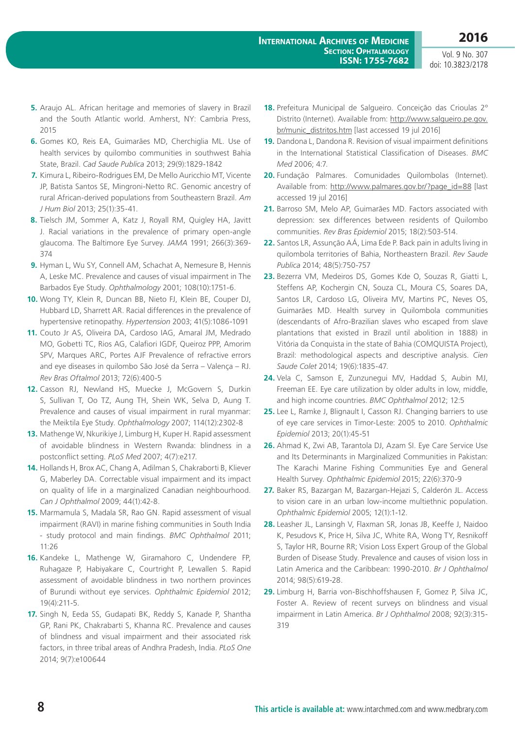5. Araujo AL. African heritage and memories of slavery in Brazil and the South Atlantic world. Amherst, NY: Cambria Press, 2015
6. Gomes KO, Reis EA, Guimarães MD, Cherchiglia ML. Use of health services by quilombo communities in southwest Bahia State, Brazil. *Cad Saude Publica* 2013; 29(9):1829-1842
7. Kimura L, Ribeiro-Rodrigues EM, De Mello Auricchio MT, Vicente JP, Batista Santos SE, Mingroni-Netto RC. Genomic ancestry of rural African-derived populations from Southeastern Brazil. *Am J Hum Biol* 2013; 25(1):35-41.
8. Tielsch JM, Sommer A, Katz J, Royall RM, Quigley HA, Javitt J. Racial variations in the prevalence of primary open-angle glaucoma. The Baltimore Eye Survey. *JAMA* 1991; 266(3):369-374
9. Hyman L, Wu SY, Connell AM, Schachat A, Nemesure B, Hennis A, Leske MC. Prevalence and causes of visual impairment in The Barbados Eye Study. *Ophthalmology* 2001; 108(10):1751-6.
10. Wong TY, Klein R, Duncan BB, Nieto FJ, Klein BE, Couper DJ, Hubbard LD, Sharrett AR. Racial differences in the prevalence of hypertensive retinopathy. *Hypertension* 2003; 41(5):1086-1091
11. Couto Jr AS, Oliveira DA, Cardoso IAG, Amaral JM, Medrado MO, Gobetti TC, Rios AG, Calafiori IGDF, Queiroz PPP, Amorim SPV, Marques ARC, Portes AJF Prevalence of refractive errors and eye diseases in quilombo São José da Serra – Valença – RJ. *Rev Bras Oftalmol* 2013; 72(6):400-5
12. Casson RJ, Newland HS, Muecke J, McGovern S, Durkin S, Sullivan T, Oo TZ, Aung TH, Shein WK, Selva D, Aung T. Prevalence and causes of visual impairment in rural myanmar: the Meiktila Eye Study. *Ophthalmology* 2007; 114(12):2302-8
13. Mathenge W, Nkurikiye J, Limburg H, Kuper H. Rapid assessment of avoidable blindness in Western Rwanda: blindness in a postconflict setting. *PLoS Med* 2007; 4(7):e217.
14. Hollands H, Brox AC, Chang A, Adilman S, Chakraborti B, Kliever G, Maberley DA. Correctable visual impairment and its impact on quality of life in a marginalized Canadian neighbourhood. *Can J Ophthalmol* 2009; 44(1):42-8.
15. Marmamula S, Madala SR, Rao GN. Rapid assessment of visual impairment (RAVI) in marine fishing communities in South India - study protocol and main findings. *BMC Ophthalmol* 2011; 11:26
16. Kandeke L, Mathenge W, Giramahoro C, Undendere FP, Ruhagaze P, Habiyakare C, Courtright P, Lewallen S. Rapid assessment of avoidable blindness in two northern provinces of Burundi without eye services. *Ophthalmic Epidemiol* 2012; 19(4):211-5.
17. Singh N, Eeda SS, Gudapati BK, Reddy S, Kanade P, Shantha GP, Rani PK, Chakrabarti S, Khanna RC. Prevalence and causes of blindness and visual impairment and their associated risk factors, in three tribal areas of Andhra Pradesh, India. *PLoS One* 2014; 9(7):e100644
18. Prefeitura Municipal de Salgueiro. Conceição das Crioulas 2º Distrito (Internet). Available from: http://www.salgueiro.pe.gov.br/munic_distritos.htm [last accessed 19 jul 2016]
19. Dandona L, Dandona R. Revision of visual impairment definitions in the International Statistical Classification of Diseases. *BMC Med* 2006; 4:7.
20. Fundação Palmares. Comunidades Quilombolas (Internet). Available from: http://www.palmares.gov.br/?page_id=88 [last accessed 19 jul 2016]
21. Barroso SM, Melo AP, Guimarães MD. Factors associated with depression: sex differences between residents of Quilombo communities. *Rev Bras Epidemiol* 2015; 18(2):503-514.
22. Santos LR, Assunção AÁ, Lima Ede P. Back pain in adults living in quilombola territories of Bahia, Northeastern Brazil. *Rev Saude Publica* 2014; 48(5):750-757
23. Bezerra VM, Medeiros DS, Gomes Kde O, Souzas R, Giatti L, Steffens AP, Kochergin CN, Souza CL, Moura CS, Soares DA, Santos LR, Cardoso LG, Oliveira MV, Martins PC, Neves OS, Guimarães MD. Health survey in Quilombola communities (descendants of Afro-Brazilian slaves who escaped from slave plantations that existed in Brazil until abolition in 1888) in Vitória da Conquista in the state of Bahia (COMQUISTA Project), Brazil: methodological aspects and descriptive analysis. *Cien Saude Colet* 2014; 19(6):1835-47.
24. Vela C, Samson E, Zunzunegui MV, Haddad S, Aubin MJ, Freeman EE. Eye care utilization by older adults in low, middle, and high income countries. *BMC Ophthalmol* 2012; 12:5
25. Lee L, Ramke J, Blignault I, Casson RJ. Changing barriers to use of eye care services in Timor-Leste: 2005 to 2010. *Ophthalmic Epidemiol* 2013; 20(1):45-51
26. Ahmad K, Zwi AB, Tarantola DJ, Azam SI. Eye Care Service Use and Its Determinants in Marginalized Communities in Pakistan: The Karachi Marine Fishing Communities Eye and General Health Survey. *Ophthalmic Epidemiol* 2015; 22(6):370-9
27. Baker RS, Bazargan M, Bazargan-Hejazi S, Calderón JL. Access to vision care in an urban low-income multiethnic population. *Ophthalmic Epidemiol* 2005; 12(1):1-12.
28. Leasher JL, Lansingh V, Flaxman SR, Jonas JB, Keeffe J, Naidoo K, Pesudovs K, Price H, Silva JC, White RA, Wong TY, Resnikoff S, Taylor HR, Bourne RR; Vision Loss Expert Group of the Global Burden of Disease Study. Prevalence and causes of vision loss in Latin America and the Caribbean: 1990-2010. *Br J Ophthalmol* 2014; 98(5):619-28.
29. Limburg H, Barria von-Bischhoffshausen F, Gomez P, Silva JC, Foster A. Review of recent surveys on blindness and visual impairment in Latin America. *Br J Ophthalmol* 2008; 92(3):315-319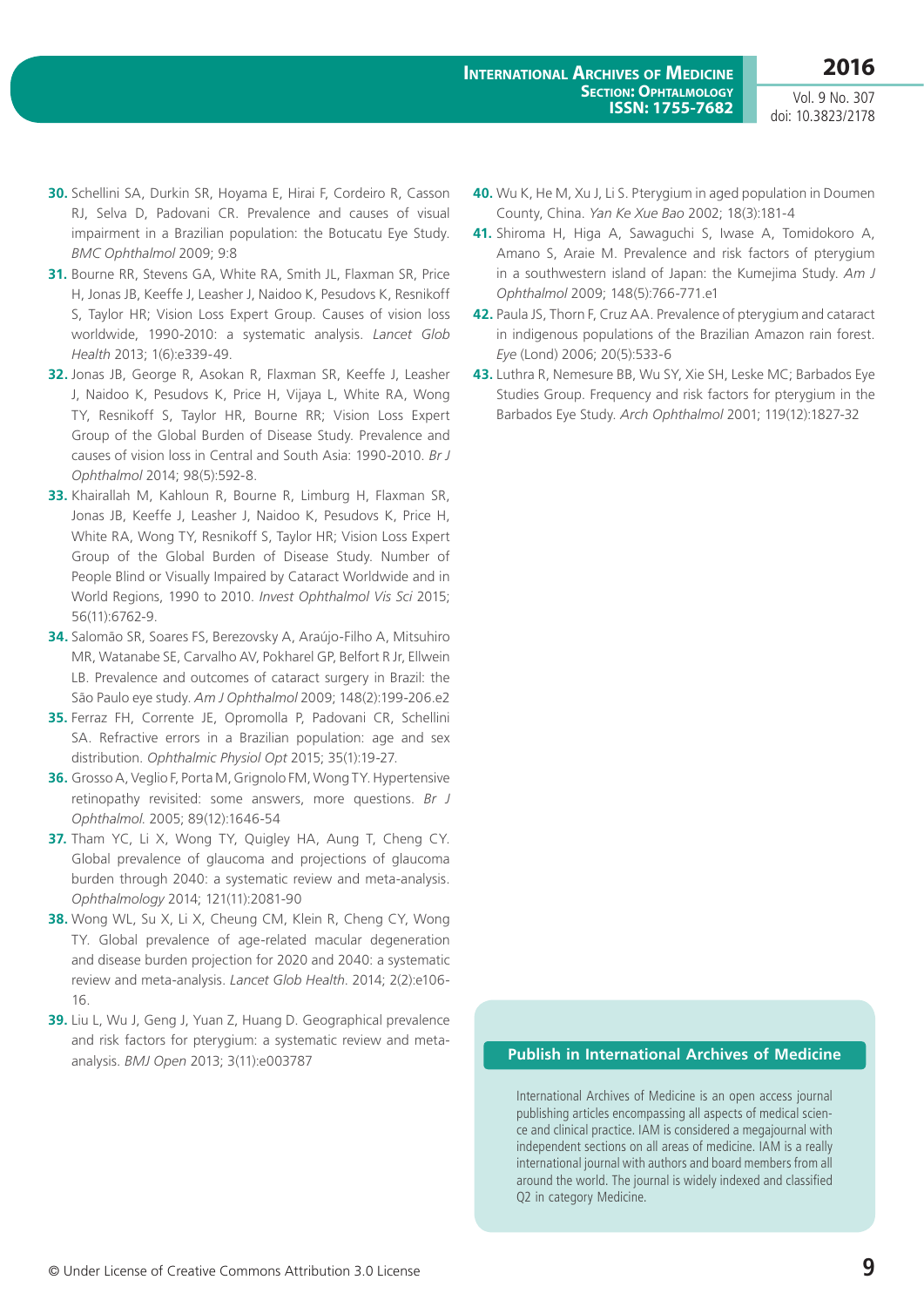30. Schellini SA, Durkin SR, Hoyama E, Hirai F, Cordeiro R, Casson RJ, Selva D, Padovani CR. Prevalence and causes of visual impairment in a Brazilian population: the Botucatu Eye Study. *BMC Ophthalmol* 2009; 9:8
31. Bourne RR, Stevens GA, White RA, Smith JL, Flaxman SR, Price H, Jonas JB, Keeffe J, Leasher J, Naidoo K, Pesudovs K, Resnikoff S, Taylor HR; Vision Loss Expert Group. Causes of vision loss worldwide, 1990-2010: a systematic analysis. *Lancet Glob Health* 2013; 1(6):e339-49.
32. Jonas JB, George R, Asokan R, Flaxman SR, Keeffe J, Leasher J, Naidoo K, Pesudovs K, Price H, Vijaya L, White RA, Wong TY, Resnikoff S, Taylor HR, Bourne RR; Vision Loss Expert Group of the Global Burden of Disease Study. Prevalence and causes of vision loss in Central and South Asia: 1990-2010. *Br J Ophthalmol* 2014; 98(5):592-8.
33. Khairallah M, Kahloun R, Bourne R, Limburg H, Flaxman SR, Jonas JB, Keeffe J, Leasher J, Naidoo K, Pesudovs K, Price H, White RA, Wong TY, Resnikoff S, Taylor HR; Vision Loss Expert Group of the Global Burden of Disease Study. Number of People Blind or Visually Impaired by Cataract Worldwide and in World Regions, 1990 to 2010. *Invest Ophthalmol Vis Sci* 2015; 56(11):6762-9.
34. Salomão SR, Soares FS, Berezovsky A, Araújo-Filho A, Mitsuhiro MR, Watanabe SE, Carvalho AV, Pokharel GP, Belfort R Jr, Ellwein LB. Prevalence and outcomes of cataract surgery in Brazil: the São Paulo eye study. *Am J Ophthalmol* 2009; 148(2):199-206.e2
35. Ferraz FH, Corrente JE, Opromolla P, Padovani CR, Schellini SA. Refractive errors in a Brazilian population: age and sex distribution. *Ophthalmic Physiol Opt* 2015; 35(1):19-27.
36. Grosso A, Veglio F, Porta M, Grignolo FM, Wong TY. Hypertensive retinopathy revisited: some answers, more questions. *Br J Ophthalmol.* 2005; 89(12):1646-54
37. Tham YC, Li X, Wong TY, Quigley HA, Aung T, Cheng CY. Global prevalence of glaucoma and projections of glaucoma burden through 2040: a systematic review and meta-analysis. *Ophthalmology* 2014; 121(11):2081-90
38. Wong WL, Su X, Li X, Cheung CM, Klein R, Cheng CY, Wong TY. Global prevalence of age-related macular degeneration and disease burden projection for 2020 and 2040: a systematic review and meta-analysis. *Lancet Glob Health.* 2014; 2(2):e106-16.
39. Liu L, Wu J, Geng J, Yuan Z, Huang D. Geographical prevalence and risk factors for pterygium: a systematic review and meta-analysis. *BMJ Open* 2013; 3(11):e003787
40. Wu K, He M, Xu J, Li S. Pterygium in aged population in Doumen County, China. *Yan Ke Xue Bao* 2002; 18(3):181-4
41. Shiroma H, Higa A, Sawaguchi S, Iwase A, Tomidokoro A, Amano S, Araie M. Prevalence and risk factors of pterygium in a southwestern island of Japan: the Kumejima Study. *Am J Ophthalmol* 2009; 148(5):766-771.e1
42. Paula JS, Thorn F, Cruz AA. Prevalence of pterygium and cataract in indigenous populations of the Brazilian Amazon rain forest. *Eye* (Lond) 2006; 20(5):533-6
43. Luthra R, Nemesure BB, Wu SY, Xie SH, Leske MC; Barbados Eye Studies Group. Frequency and risk factors for pterygium in the Barbados Eye Study. *Arch Ophthalmol* 2001; 119(12):1827-32

**Publish in International Archives of Medicine**

International Archives of Medicine is an open access journal publishing articles encompassing all aspects of medical science and clinical practice. IAM is considered a megajournal with independent sections on all areas of medicine. IAM is a really international journal with authors and board members from all around the world. The journal is widely indexed and classified Q2 in category Medicine.

© Under License of Creative Commons Attribution 3.0 License